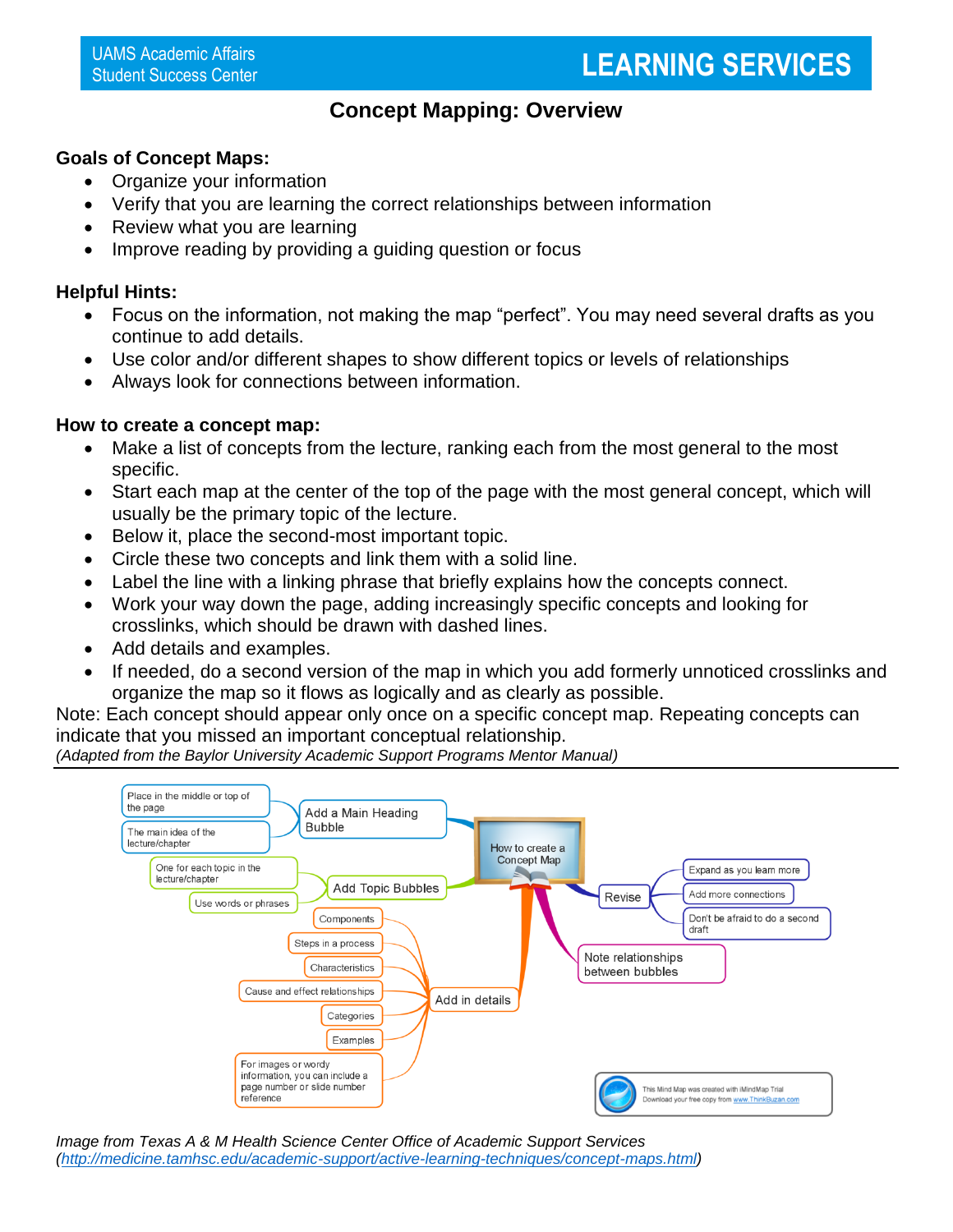UAMS Academic Affairs
Student Success Center

**LEARNING SERVICES**

# Concept Mapping: Overview

## Goals of Concept Maps:

- Organize your information
- Verify that you are learning the correct relationships between information
- Review what you are learning
- Improve reading by providing a guiding question or focus

## Helpful Hints:

- Focus on the information, not making the map "perfect". You may need several drafts as you continue to add details.
- Use color and/or different shapes to show different topics or levels of relationships
- Always look for connections between information.

## How to create a concept map:

- Make a list of concepts from the lecture, ranking each from the most general to the most specific.
- Start each map at the center of the top of the page with the most general concept, which will usually be the primary topic of the lecture.
- Below it, place the second-most important topic.
- Circle these two concepts and link them with a solid line.
- Label the line with a linking phrase that briefly explains how the concepts connect.
- Work your way down the page, adding increasingly specific concepts and looking for crosslinks, which should be drawn with dashed lines.
- Add details and examples.
- If needed, do a second version of the map in which you add formerly unnoticed crosslinks and organize the map so it flows as logically and as clearly as possible.

Note: Each concept should appear only once on a specific concept map. Repeating concepts can indicate that you missed an important conceptual relationship.

*(Adapted from the Baylor University Academic Support Programs Mentor Manual)*

---

*Image from Texas A & M Health Science Center Office of Academic Support Services (http://medicine.tamhsc.edu/academic-support/active-learning-techniques/concept-maps.html)*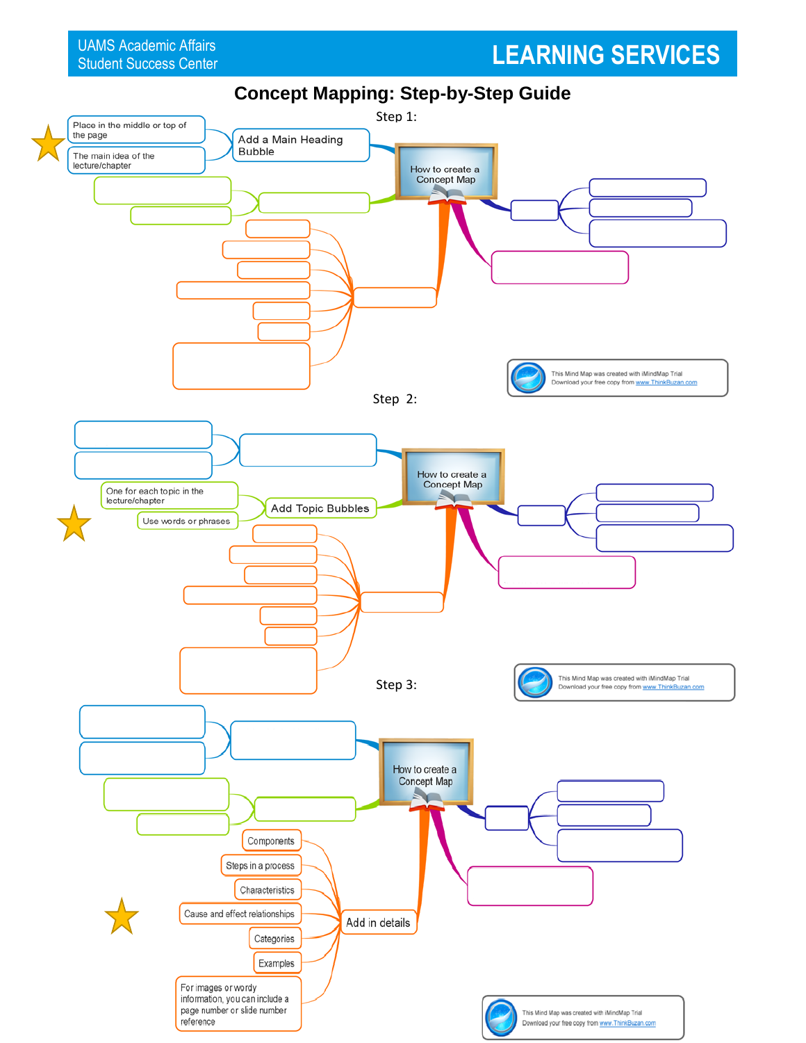UAMS Academic Affairs
Student Success Center

LEARNING SERVICES

# Concept Mapping: Step-by-Step Guide

## Step 1:

- How to create a Concept Map
  - Add a Main Heading Bubble
    - Place in the middle or top of the page
    - The main idea of the lecture/chapter

This Mind Map was created with iMindMap Trial
Download your free copy from www.ThinkBuzan.com

## Step 2:

- How to create a Concept Map
  - Add Topic Bubbles
    - One for each topic in the lecture/chapter
    - Use words or phrases

This Mind Map was created with iMindMap Trial
Download your free copy from www.ThinkBuzan.com

## Step 3:

- How to create a Concept Map
  - Add in details
    - Components
    - Steps in a process
    - Characteristics
    - Cause and effect relationships
    - Categories
    - Examples
    - For images or wordy information, you can include a page number or slide number reference

This Mind Map was created with iMindMap Trial
Download your free copy from www.ThinkBuzan.com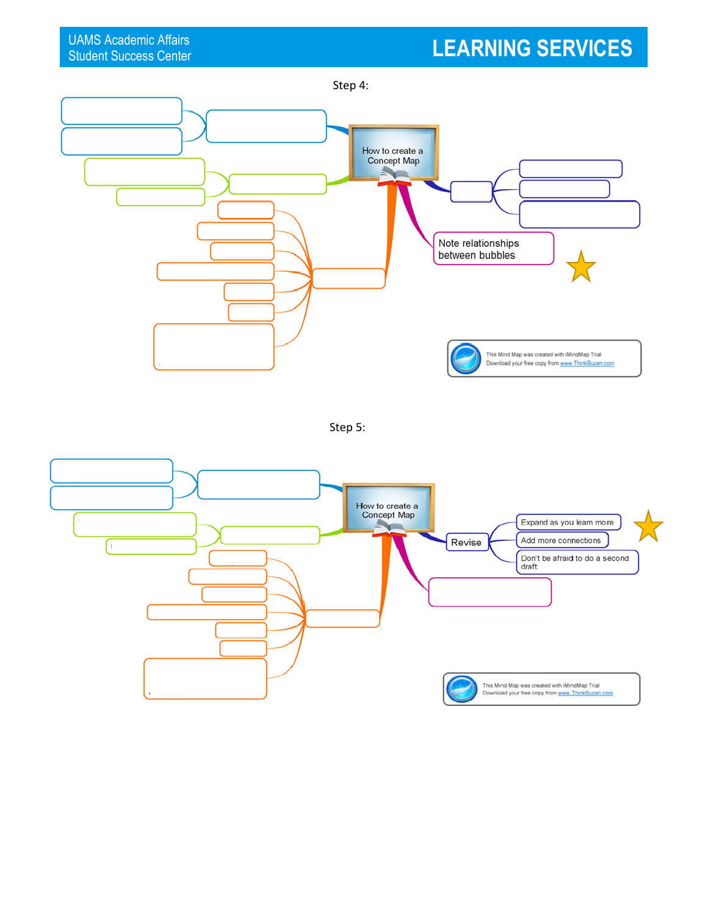Step 4:

How to create a Concept Map

Note relationships between bubbles

This Mind Map was created with iMindMap Trial
Download your free copy from www.ThinkBuzan.com

Step 5:

How to create a Concept Map

Revise

- Expand as you learn more
- Add more connections
- Don't be afraid to do a second draft

This Mind Map was created with iMindMap Trial
Download your free copy from www.ThinkBuzan.com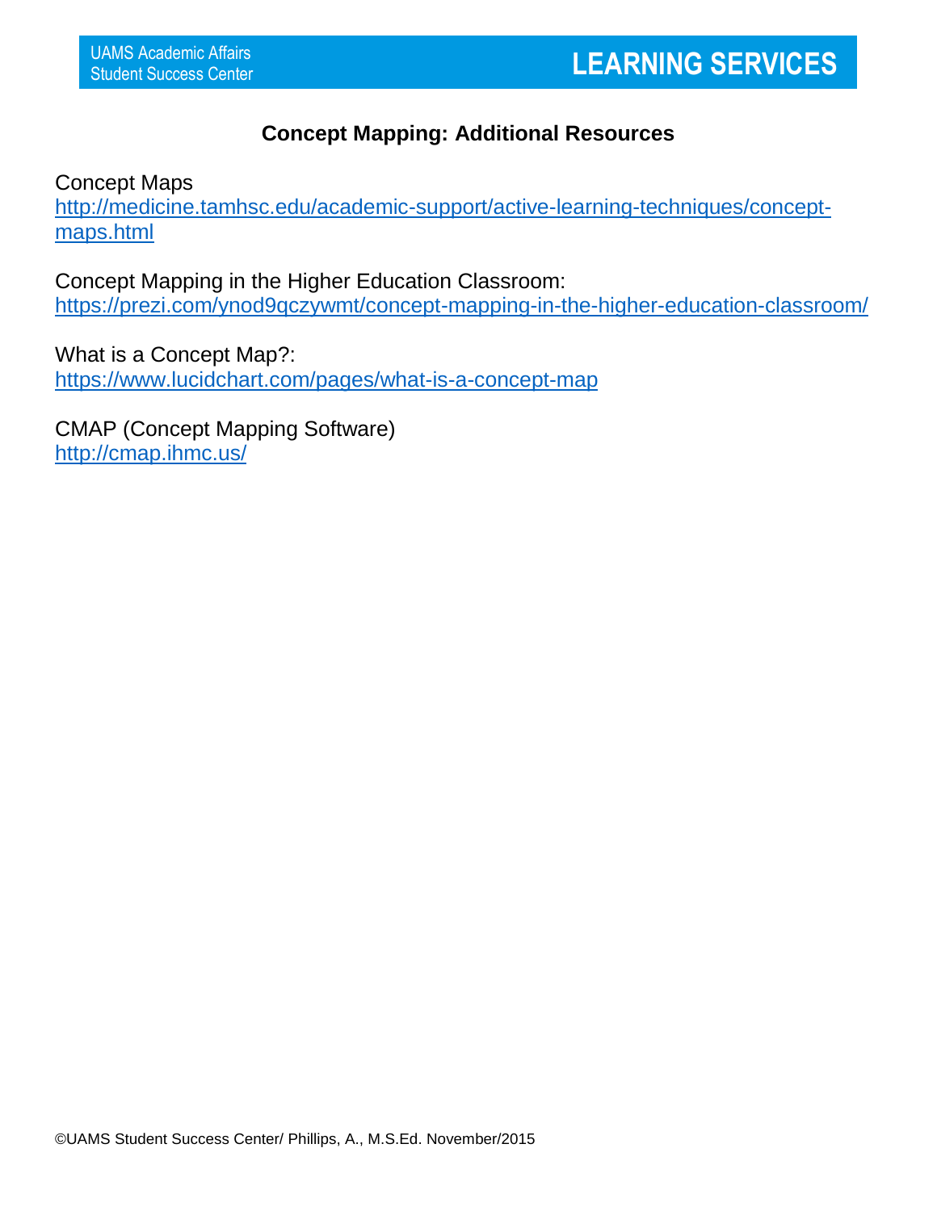## Concept Mapping: Additional Resources

Concept Maps
http://medicine.tamhsc.edu/academic-support/active-learning-techniques/concept-maps.html

Concept Mapping in the Higher Education Classroom:
https://prezi.com/ynod9qczywmt/concept-mapping-in-the-higher-education-classroom/

What is a Concept Map?:
https://www.lucidchart.com/pages/what-is-a-concept-map

CMAP (Concept Mapping Software)
http://cmap.ihmc.us/